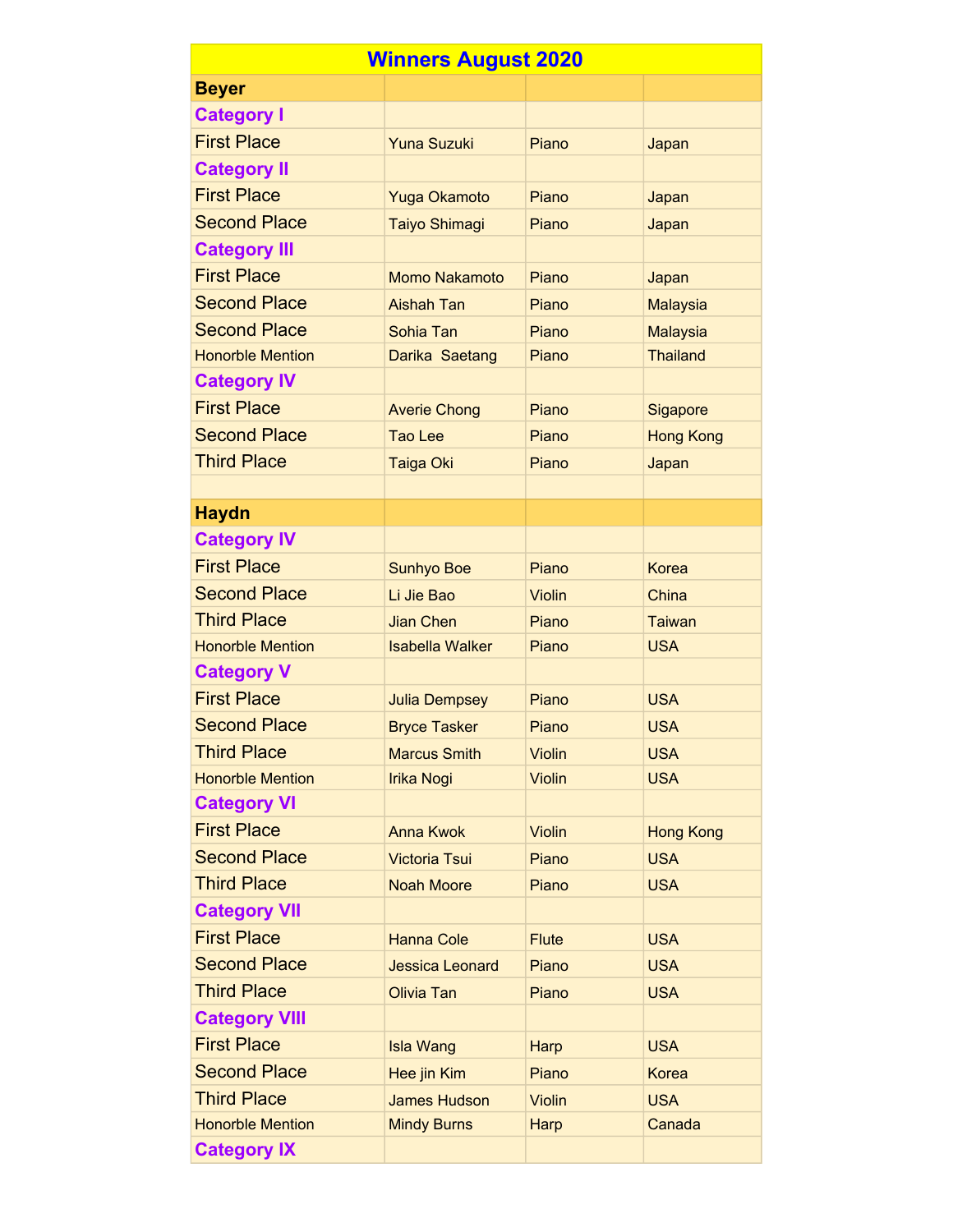| Winners August 2020 | | | |
|---|---|---|---|
| **Beyer** | | | |
| **Category I** | | | |
| First Place | Yuna Suzuki | Piano | Japan |
| **Category II** | | | |
| First Place | Yuga Okamoto | Piano | Japan |
| Second Place | Taiyo Shimagi | Piano | Japan |
| **Category III** | | | |
| First Place | Momo Nakamoto | Piano | Japan |
| Second Place | Aishah Tan | Piano | Malaysia |
| Second Place | Sohia Tan | Piano | Malaysia |
| Honorble Mention | Darika Saetang | Piano | Thailand |
| **Category IV** | | | |
| First Place | Averie Chong | Piano | Sigapore |
| Second Place | Tao Lee | Piano | Hong Kong |
| Third Place | Taiga Oki | Piano | Japan |
| | | | |
| **Haydn** | | | |
| **Category IV** | | | |
| First Place | Sunhyo Boe | Piano | Korea |
| Second Place | Li Jie Bao | Violin | China |
| Third Place | Jian Chen | Piano | Taiwan |
| Honorble Mention | Isabella Walker | Piano | USA |
| **Category V** | | | |
| First Place | Julia Dempsey | Piano | USA |
| Second Place | Bryce Tasker | Piano | USA |
| Third Place | Marcus Smith | Violin | USA |
| Honorble Mention | Irika Nogi | Violin | USA |
| **Category VI** | | | |
| First Place | Anna Kwok | Violin | Hong Kong |
| Second Place | Victoria Tsui | Piano | USA |
| Third Place | Noah Moore | Piano | USA |
| **Category VII** | | | |
| First Place | Hanna Cole | Flute | USA |
| Second Place | Jessica Leonard | Piano | USA |
| Third Place | Olivia Tan | Piano | USA |
| **Category VIII** | | | |
| First Place | Isla Wang | Harp | USA |
| Second Place | Hee jin Kim | Piano | Korea |
| Third Place | James Hudson | Violin | USA |
| Honorble Mention | Mindy Burns | Harp | Canada |
| **Category IX** | | | |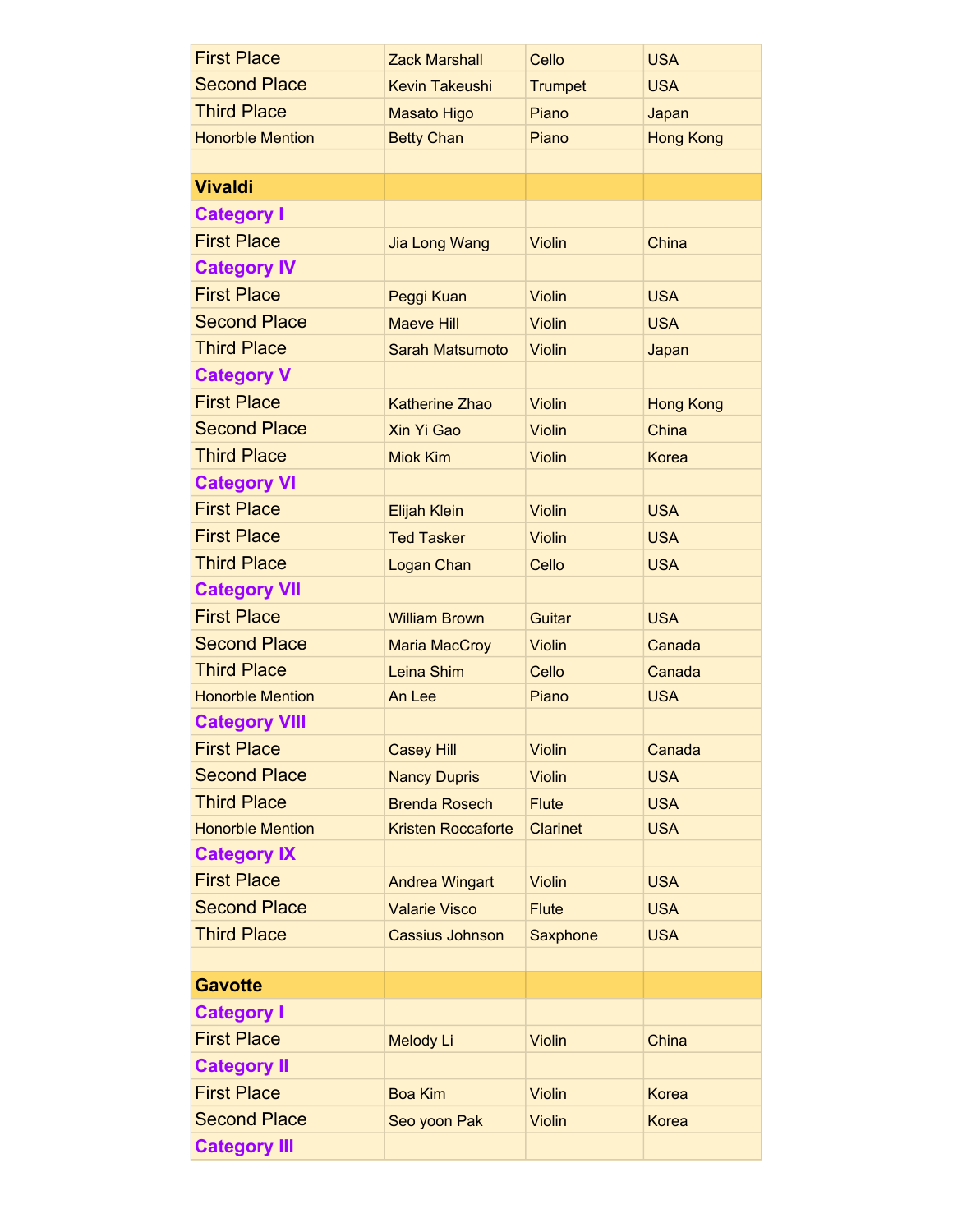| | | | |
|---|---|---|---|
| First Place | Zack Marshall | Cello | USA |
| Second Place | Kevin Takeushi | Trumpet | USA |
| Third Place | Masato Higo | Piano | Japan |
| Honorble Mention | Betty Chan | Piano | Hong Kong |
| | | | |
| **Vivaldi** | | | |
| **Category I** | | | |
| First Place | Jia Long Wang | Violin | China |
| **Category IV** | | | |
| First Place | Peggi Kuan | Violin | USA |
| Second Place | Maeve Hill | Violin | USA |
| Third Place | Sarah Matsumoto | Violin | Japan |
| **Category V** | | | |
| First Place | Katherine Zhao | Violin | Hong Kong |
| Second Place | Xin Yi Gao | Violin | China |
| Third Place | Miok Kim | Violin | Korea |
| **Category VI** | | | |
| First Place | Elijah Klein | Violin | USA |
| First Place | Ted Tasker | Violin | USA |
| Third Place | Logan Chan | Cello | USA |
| **Category VII** | | | |
| First Place | William Brown | Guitar | USA |
| Second Place | Maria MacCroy | Violin | Canada |
| Third Place | Leina Shim | Cello | Canada |
| Honorble Mention | An Lee | Piano | USA |
| **Category VIII** | | | |
| First Place | Casey Hill | Violin | Canada |
| Second Place | Nancy Dupris | Violin | USA |
| Third Place | Brenda Rosech | Flute | USA |
| Honorble Mention | Kristen Roccaforte | Clarinet | USA |
| **Category IX** | | | |
| First Place | Andrea Wingart | Violin | USA |
| Second Place | Valarie Visco | Flute | USA |
| Third Place | Cassius Johnson | Saxphone | USA |
| | | | |
| **Gavotte** | | | |
| **Category I** | | | |
| First Place | Melody Li | Violin | China |
| **Category II** | | | |
| First Place | Boa Kim | Violin | Korea |
| Second Place | Seo yoon Pak | Violin | Korea |
| **Category III** | | | |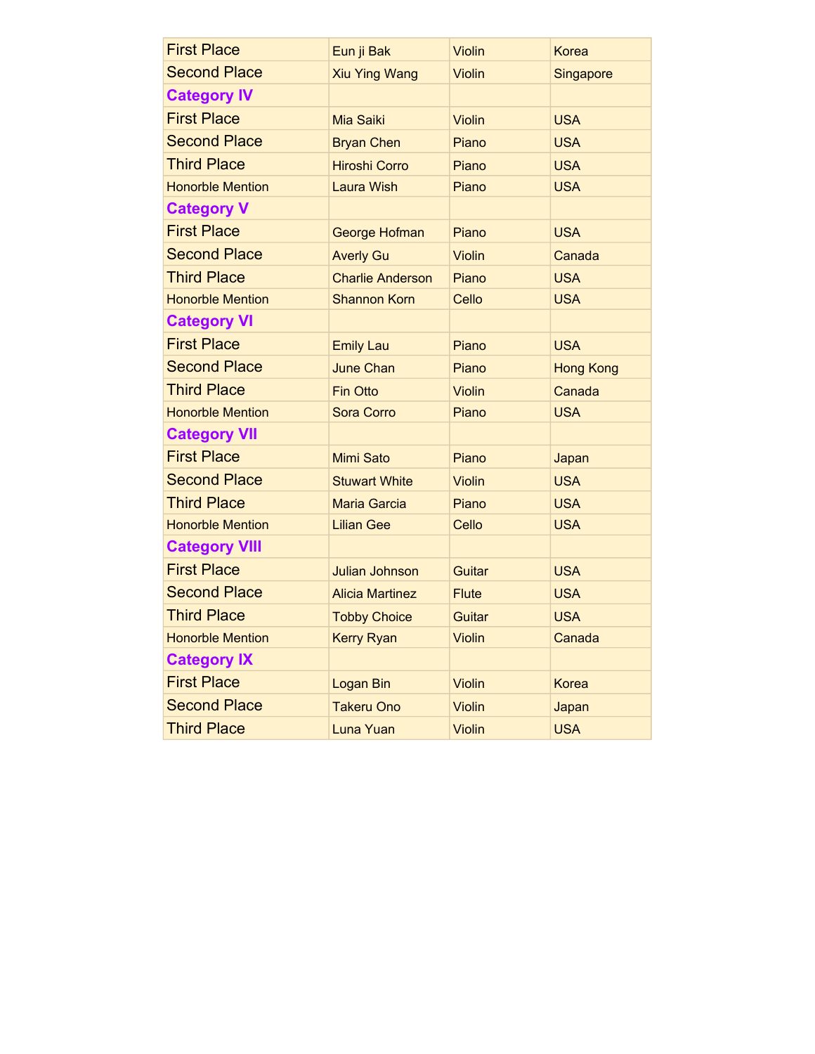| | | | |
|---|---|---|---|
| First Place | Eun ji Bak | Violin | Korea |
| Second Place | Xiu Ying Wang | Violin | Singapore |
| **Category IV** | | | |
| First Place | Mia Saiki | Violin | USA |
| Second Place | Bryan Chen | Piano | USA |
| Third Place | Hiroshi Corro | Piano | USA |
| Honorble Mention | Laura Wish | Piano | USA |
| **Category V** | | | |
| First Place | George Hofman | Piano | USA |
| Second Place | Averly Gu | Violin | Canada |
| Third Place | Charlie Anderson | Piano | USA |
| Honorble Mention | Shannon Korn | Cello | USA |
| **Category VI** | | | |
| First Place | Emily Lau | Piano | USA |
| Second Place | June Chan | Piano | Hong Kong |
| Third Place | Fin Otto | Violin | Canada |
| Honorble Mention | Sora Corro | Piano | USA |
| **Category VII** | | | |
| First Place | Mimi Sato | Piano | Japan |
| Second Place | Stuwart White | Violin | USA |
| Third Place | Maria Garcia | Piano | USA |
| Honorble Mention | Lilian Gee | Cello | USA |
| **Category VIII** | | | |
| First Place | Julian Johnson | Guitar | USA |
| Second Place | Alicia Martinez | Flute | USA |
| Third Place | Tobby Choice | Guitar | USA |
| Honorble Mention | Kerry Ryan | Violin | Canada |
| **Category IX** | | | |
| First Place | Logan Bin | Violin | Korea |
| Second Place | Takeru Ono | Violin | Japan |
| Third Place | Luna Yuan | Violin | USA |